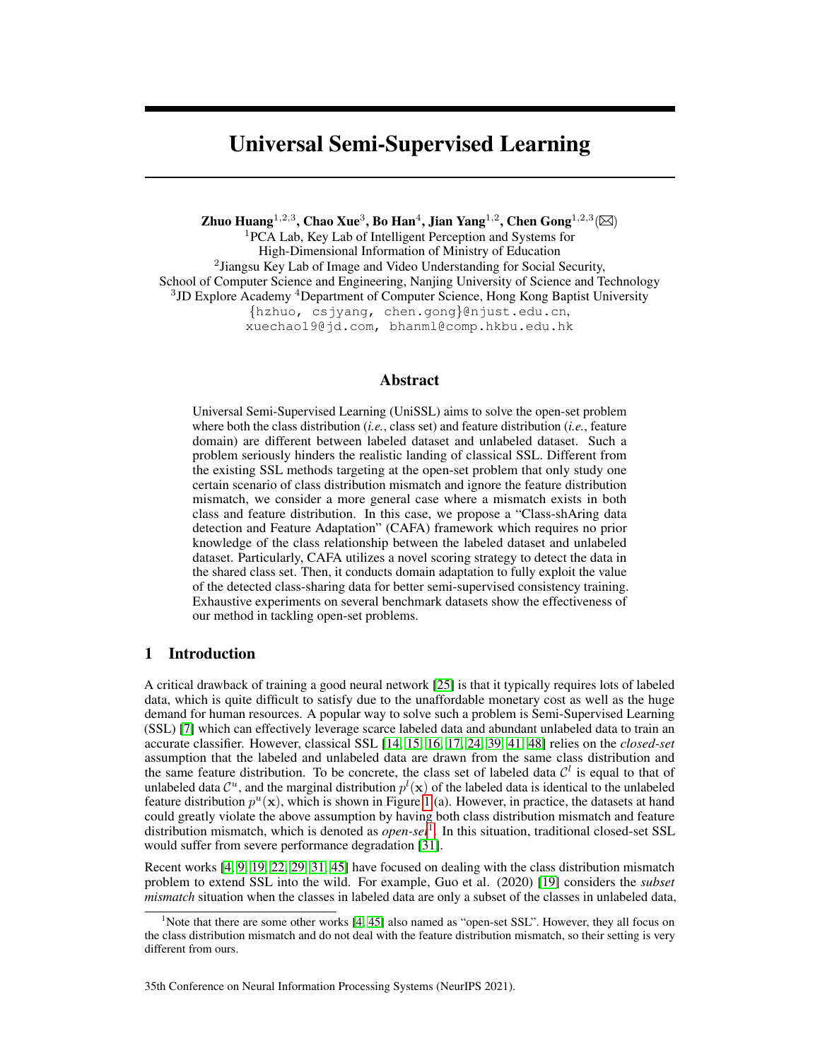# Universal Semi-Supervised Learning

**Zhuo Huang[1,2,3], Chao Xue[3], Bo Han[4], Jian Yang[1,2], Chen Gong[1,2,3](✉)**
[1]PCA Lab, Key Lab of Intelligent Perception and Systems for
High-Dimensional Information of Ministry of Education
[2]Jiangsu Key Lab of Image and Video Understanding for Social Security,
School of Computer Science and Engineering, Nanjing University of Science and Technology
[3]JD Explore Academy [4]Department of Computer Science, Hong Kong Baptist University
{hzhuo, csjyang, chen.gong}@njust.edu.cn,
xuechao19@jd.com, bhanml@comp.hkbu.edu.hk

## Abstract

Universal Semi-Supervised Learning (UniSSL) aims to solve the open-set problem where both the class distribution (*i.e.*, class set) and feature distribution (*i.e.*, feature domain) are different between labeled dataset and unlabeled dataset. Such a problem seriously hinders the realistic landing of classical SSL. Different from the existing SSL methods targeting at the open-set problem that only study one certain scenario of class distribution mismatch and ignore the feature distribution mismatch, we consider a more general case where a mismatch exists in both class and feature distribution. In this case, we propose a "Class-shAring data detection and Feature Adaptation" (CAFA) framework which requires no prior knowledge of the class relationship between the labeled dataset and unlabeled dataset. Particularly, CAFA utilizes a novel scoring strategy to detect the data in the shared class set. Then, it conducts domain adaptation to fully exploit the value of the detected class-sharing data for better semi-supervised consistency training. Exhaustive experiments on several benchmark datasets show the effectiveness of our method in tackling open-set problems.

## 1 Introduction

A critical drawback of training a good neural network [25] is that it typically requires lots of labeled data, which is quite difficult to satisfy due to the unaffordable monetary cost as well as the huge demand for human resources. A popular way to solve such a problem is Semi-Supervised Learning (SSL) [7] which can effectively leverage scarce labeled data and abundant unlabeled data to train an accurate classifier. However, classical SSL [14, 15, 16, 17, 24, 39, 41, 48] relies on the *closed-set* assumption that the labeled and unlabeled data are drawn from the same class distribution and the same feature distribution. To be concrete, the class set of labeled data $\mathcal{C}^l$ is equal to that of unlabeled data $\mathcal{C}^u$, and the marginal distribution $p^l(\mathbf{x})$ of the labeled data is identical to the unlabeled feature distribution $p^u(\mathbf{x})$, which is shown in Figure 1 (a). However, in practice, the datasets at hand could greatly violate the above assumption by having both class distribution mismatch and feature distribution mismatch, which is denoted as *open-set*[1]. In this situation, traditional closed-set SSL would suffer from severe performance degradation [31].

Recent works [4, 9, 19, 22, 29, 31, 45] have focused on dealing with the class distribution mismatch problem to extend SSL into the wild. For example, Guo et al. (2020) [19] considers the *subset mismatch* situation when the classes in labeled data are only a subset of the classes in unlabeled data,

[1]Note that there are some other works [4, 45] also named as "open-set SSL". However, they all focus on the class distribution mismatch and do not deal with the feature distribution mismatch, so their setting is very different from ours.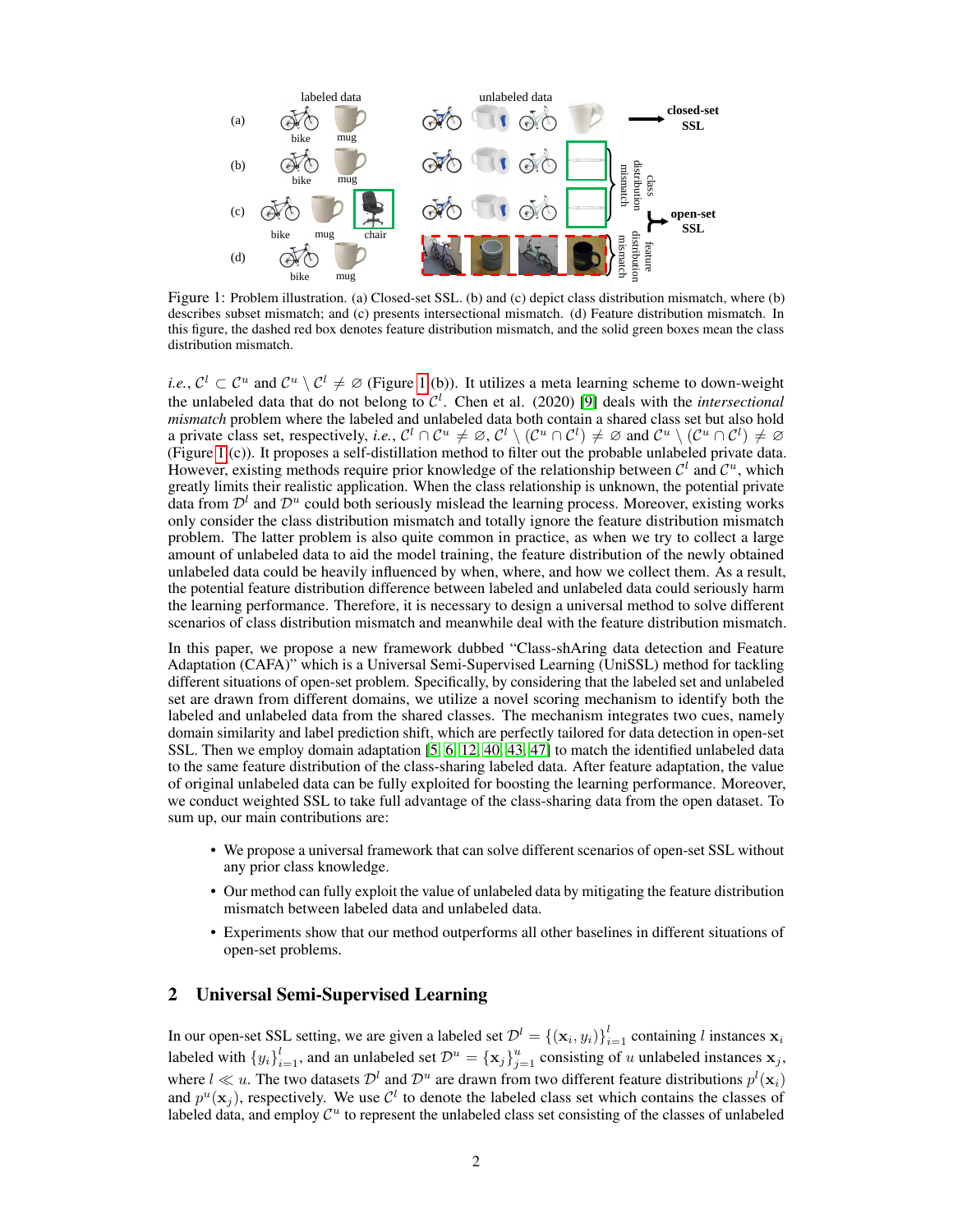Figure 1: Problem illustration. (a) Closed-set SSL. (b) and (c) depict class distribution mismatch, where (b) describes subset mismatch; and (c) presents intersectional mismatch. (d) Feature distribution mismatch. In this figure, the dashed red box denotes feature distribution mismatch, and the solid green boxes mean the class distribution mismatch.

*i.e.*, $\mathcal{C}^l \subset \mathcal{C}^u$ and $\mathcal{C}^u \setminus \mathcal{C}^l \neq \varnothing$ (Figure 1 (b)). It utilizes a meta learning scheme to down-weight the unlabeled data that do not belong to $\mathcal{C}^l$. Chen et al. (2020) [9] deals with the *intersectional mismatch* problem where the labeled and unlabeled data both contain a shared class set but also hold a private class set, respectively, *i.e.*, $\mathcal{C}^l \cap \mathcal{C}^u \neq \varnothing$, $\mathcal{C}^l \setminus (\mathcal{C}^u \cap \mathcal{C}^l) \neq \varnothing$ and $\mathcal{C}^u \setminus (\mathcal{C}^u \cap \mathcal{C}^l) \neq \varnothing$ (Figure 1 (c)). It proposes a self-distillation method to filter out the probable unlabeled private data. However, existing methods require prior knowledge of the relationship between $\mathcal{C}^l$ and $\mathcal{C}^u$, which greatly limits their realistic application. When the class relationship is unknown, the potential private data from $\mathcal{D}^l$ and $\mathcal{D}^u$ could both seriously mislead the learning process. Moreover, existing works only consider the class distribution mismatch and totally ignore the feature distribution mismatch problem. The latter problem is also quite common in practice, as when we try to collect a large amount of unlabeled data to aid the model training, the feature distribution of the newly obtained unlabeled data could be heavily influenced by when, where, and how we collect them. As a result, the potential feature distribution difference between labeled and unlabeled data could seriously harm the learning performance. Therefore, it is necessary to design a universal method to solve different scenarios of class distribution mismatch and meanwhile deal with the feature distribution mismatch.

In this paper, we propose a new framework dubbed "Class-shAring data detection and Feature Adaptation (CAFA)" which is a Universal Semi-Supervised Learning (UniSSL) method for tackling different situations of open-set problem. Specifically, by considering that the labeled set and unlabeled set are drawn from different domains, we utilize a novel scoring mechanism to identify both the labeled and unlabeled data from the shared classes. The mechanism integrates two cues, namely domain similarity and label prediction shift, which are perfectly tailored for data detection in open-set SSL. Then we employ domain adaptation [5, 6, 12, 40, 43, 47] to match the identified unlabeled data to the same feature distribution of the class-sharing labeled data. After feature adaptation, the value of original unlabeled data can be fully exploited for boosting the learning performance. Moreover, we conduct weighted SSL to take full advantage of the class-sharing data from the open dataset. To sum up, our main contributions are:

- We propose a universal framework that can solve different scenarios of open-set SSL without any prior class knowledge.
- Our method can fully exploit the value of unlabeled data by mitigating the feature distribution mismatch between labeled data and unlabeled data.
- Experiments show that our method outperforms all other baselines in different situations of open-set problems.

## 2 Universal Semi-Supervised Learning

In our open-set SSL setting, we are given a labeled set $\mathcal{D}^l = \{(\mathbf{x}_i, y_i)\}_{i=1}^{l}$ containing $l$ instances $\mathbf{x}_i$ labeled with $\{y_i\}_{i=1}^{l}$, and an unlabeled set $\mathcal{D}^u = \{\mathbf{x}_j\}_{j=1}^{u}$ consisting of $u$ unlabeled instances $\mathbf{x}_j$, where $l \ll u$. The two datasets $\mathcal{D}^l$ and $\mathcal{D}^u$ are drawn from two different feature distributions $p^l(\mathbf{x}_i)$ and $p^u(\mathbf{x}_j)$, respectively. We use $\mathcal{C}^l$ to denote the labeled class set which contains the classes of labeled data, and employ $\mathcal{C}^u$ to represent the unlabeled class set consisting of the classes of unlabeled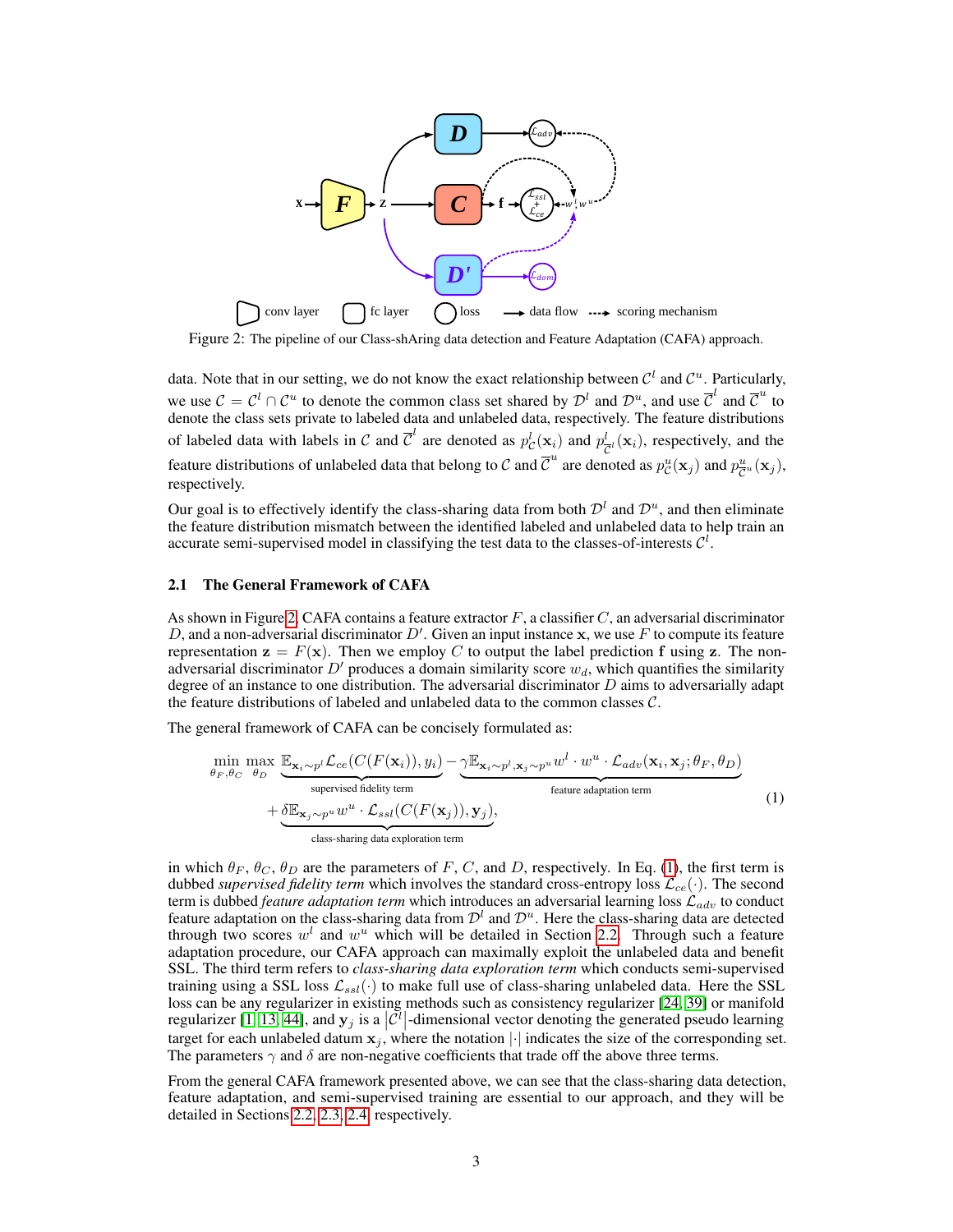Figure 2: The pipeline of our Class-shAring data detection and Feature Adaptation (CAFA) approach.

data. Note that in our setting, we do not know the exact relationship between $\mathcal{C}^l$ and $\mathcal{C}^u$. Particularly, we use $\mathcal{C} = \mathcal{C}^l \cap \mathcal{C}^u$ to denote the common class set shared by $\mathcal{D}^l$ and $\mathcal{D}^u$, and use $\overline{\mathcal{C}}^l$ and $\overline{\mathcal{C}}^u$ to denote the class sets private to labeled data and unlabeled data, respectively. The feature distributions of labeled data with labels in $\mathcal{C}$ and $\overline{\mathcal{C}}^l$ are denoted as $p^l_{\mathcal{C}}(\mathbf{x}_i)$ and $p^l_{\overline{\mathcal{C}}^l}(\mathbf{x}_i)$, respectively, and the feature distributions of unlabeled data that belong to $\mathcal{C}$ and $\overline{\mathcal{C}}^u$ are denoted as $p^u_{\mathcal{C}}(\mathbf{x}_j)$ and $p^u_{\overline{\mathcal{C}}^u}(\mathbf{x}_j)$, respectively.

Our goal is to effectively identify the class-sharing data from both $\mathcal{D}^l$ and $\mathcal{D}^u$, and then eliminate the feature distribution mismatch between the identified labeled and unlabeled data to help train an accurate semi-supervised model in classifying the test data to the classes-of-interests $\mathcal{C}^l$.

### 2.1 The General Framework of CAFA

As shown in Figure 2, CAFA contains a feature extractor $F$, a classifier $C$, an adversarial discriminator $D$, and a non-adversarial discriminator $D'$. Given an input instance $\mathbf{x}$, we use $F$ to compute its feature representation $\mathbf{z} = F(\mathbf{x})$. Then we employ $C$ to output the label prediction $\mathbf{f}$ using $\mathbf{z}$. The non-adversarial discriminator $D'$ produces a domain similarity score $w_d$, which quantifies the similarity degree of an instance to one distribution. The adversarial discriminator $D$ aims to adversarially adapt the feature distributions of labeled and unlabeled data to the common classes $\mathcal{C}$.

The general framework of CAFA can be concisely formulated as:

$$
\begin{aligned}
\min_{\theta_F, \theta_C} \max_{\theta_D} \; & \underbrace{\mathbb{E}_{\mathbf{x}_i \sim p^l} \mathcal{L}_{ce}(C(F(\mathbf{x}_i)), y_i)}_{\text{supervised fidelity term}} - \underbrace{\gamma \mathbb{E}_{\mathbf{x}_i \sim p^l, \mathbf{x}_j \sim p^u} w^l \cdot w^u \cdot \mathcal{L}_{adv}(\mathbf{x}_i, \mathbf{x}_j; \theta_F, \theta_D)}_{\text{feature adaptation term}} \\
& + \underbrace{\delta \mathbb{E}_{\mathbf{x}_j \sim p^u} w^u \cdot \mathcal{L}_{ssl}(C(F(\mathbf{x}_j)), \mathbf{y}_j)}_{\text{class-sharing data exploration term}},
\end{aligned}
\tag{1}
$$

in which $\theta_F$, $\theta_C$, $\theta_D$ are the parameters of $F$, $C$, and $D$, respectively. In Eq. (1), the first term is dubbed *supervised fidelity term* which involves the standard cross-entropy loss $\mathcal{L}_{ce}(\cdot)$. The second term is dubbed *feature adaptation term* which introduces an adversarial learning loss $\mathcal{L}_{adv}$ to conduct feature adaptation on the class-sharing data from $\mathcal{D}^l$ and $\mathcal{D}^u$. Here the class-sharing data are detected through two scores $w^l$ and $w^u$ which will be detailed in Section 2.2. Through such a feature adaptation procedure, our CAFA approach can maximally exploit the unlabeled data and benefit SSL. The third term refers to *class-sharing data exploration term* which conducts semi-supervised training using a SSL loss $\mathcal{L}_{ssl}(\cdot)$ to make full use of class-sharing unlabeled data. Here the SSL loss can be any regularizer in existing methods such as consistency regularizer [24, 39] or manifold regularizer [1, 13, 44], and $\mathbf{y}_j$ is a $|\mathcal{C}^l|$-dimensional vector denoting the generated pseudo learning target for each unlabeled datum $\mathbf{x}_j$, where the notation $|\cdot|$ indicates the size of the corresponding set. The parameters $\gamma$ and $\delta$ are non-negative coefficients that trade off the above three terms.

From the general CAFA framework presented above, we can see that the class-sharing data detection, feature adaptation, and semi-supervised training are essential to our approach, and they will be detailed in Sections 2.2, 2.3, 2.4, respectively.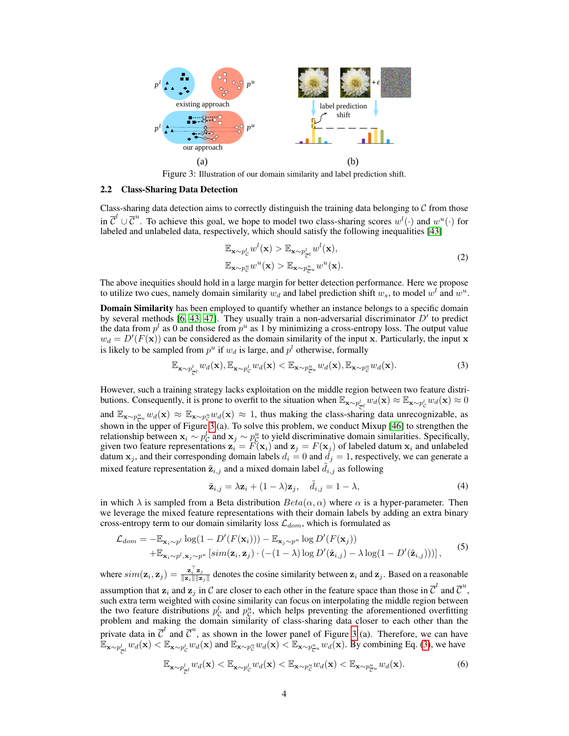Figure 3: Illustration of our domain similarity and label prediction shift.

### 2.2 Class-Sharing Data Detection

Class-sharing data detection aims to correctly distinguish the training data belonging to $\mathcal{C}$ from those in $\overline{\mathcal{C}}^l \cup \overline{\mathcal{C}}^u$. To achieve this goal, we hope to model two class-sharing scores $w^l(\cdot)$ and $w^u(\cdot)$ for labeled and unlabeled data, respectively, which should satisfy the following inequalities [43]

$$
\begin{aligned}
&\mathbb{E}_{\mathbf{x}\sim p^l_{\mathcal{C}}} w^l(\mathbf{x}) > \mathbb{E}_{\mathbf{x}\sim p^l_{\overline{\mathcal{C}}^l}} w^l(\mathbf{x}), \\
&\mathbb{E}_{\mathbf{x}\sim p^u_{\mathcal{C}}} w^u(\mathbf{x}) > \mathbb{E}_{\mathbf{x}\sim p^u_{\overline{\mathcal{C}}^u}} w^u(\mathbf{x}).
\end{aligned} \tag{2}
$$

The above inequities should hold in a large margin for better detection performance. Here we propose to utilize two cues, namely domain similarity $w_d$ and label prediction shift $w_s$, to model $w^l$ and $w^u$.

**Domain Similarity** has been employed to quantify whether an instance belongs to a specific domain by several methods [6, 43, 47]. They usually train a non-adversarial discriminator $D'$ to predict the data from $p^l$ as 0 and those from $p^u$ as 1 by minimizing a cross-entropy loss. The output value $w_d = D'(F(\mathbf{x}))$ can be considered as the domain similarity of the input $\mathbf{x}$. Particularly, the input $\mathbf{x}$ is likely to be sampled from $p^u$ if $w_d$ is large, and $p^l$ otherwise, formally

$$
\mathbb{E}_{\mathbf{x}\sim p^l_{\overline{\mathcal{C}}^l}} w_d(\mathbf{x}), \mathbb{E}_{\mathbf{x}\sim p^l_{\mathcal{C}}} w_d(\mathbf{x}) < \mathbb{E}_{\mathbf{x}\sim p^u_{\overline{\mathcal{C}}^u}} w_d(\mathbf{x}), \mathbb{E}_{\mathbf{x}\sim p^u_{\mathcal{C}}} w_d(\mathbf{x}). \tag{3}
$$

However, such a training strategy lacks exploitation on the middle region between two feature distributions. Consequently, it is prone to overfit to the situation when $\mathbb{E}_{\mathbf{x}\sim p^l_{\overline{\mathcal{C}}^l}} w_d(\mathbf{x}) \approx \mathbb{E}_{\mathbf{x}\sim p^l_{\mathcal{C}}} w_d(\mathbf{x}) \approx 0$ and $\mathbb{E}_{\mathbf{x}\sim p^u_{\overline{\mathcal{C}}^u}} w_d(\mathbf{x}) \approx \mathbb{E}_{\mathbf{x}\sim p^u_{\mathcal{C}}} w_d(\mathbf{x}) \approx 1$, thus making the class-sharing data unrecognizable, as shown in the upper of Figure 3 (a). To solve this problem, we conduct Mixup [46] to strengthen the relationship between $\mathbf{x}_i \sim p^l_{\mathcal{C}}$ and $\mathbf{x}_j \sim p^u_{\mathcal{C}}$ to yield discriminative domain similarities. Specifically, given two feature representations $\mathbf{z}_i = F(\mathbf{x}_i)$ and $\mathbf{z}_j = F(\mathbf{x}_j)$ of labeled datum $\mathbf{x}_i$ and unlabeled datum $\mathbf{x}_j$, and their corresponding domain labels $d_i = 0$ and $d_j = 1$, respectively, we can generate a mixed feature representation $\tilde{\mathbf{z}}_{i,j}$ and a mixed domain label $\tilde{d}_{i,j}$ as following

$$
\tilde{\mathbf{z}}_{i,j} = \lambda \mathbf{z}_i + (1-\lambda)\mathbf{z}_j, \quad \tilde{d}_{i,j} = 1 - \lambda, \tag{4}
$$

in which $\lambda$ is sampled from a Beta distribution $Beta(\alpha, \alpha)$ where $\alpha$ is a hyper-parameter. Then we leverage the mixed feature representations with their domain labels by adding an extra binary cross-entropy term to our domain similarity loss $\mathcal{L}_{dom}$, which is formulated as

$$
\begin{aligned}
\mathcal{L}_{dom} = &-\mathbb{E}_{\mathbf{x}_i\sim p^l} \log(1 - D'(F(\mathbf{x}_i))) - \mathbb{E}_{\mathbf{x}_j\sim p^u} \log D'(F(\mathbf{x}_j)) \\
&+\mathbb{E}_{\mathbf{x}_i\sim p^l, \mathbf{x}_j\sim p^u} \left[ sim(\mathbf{z}_i, \mathbf{z}_j) \cdot \left(-(1-\lambda)\log D'(\tilde{\mathbf{z}}_{i,j}) - \lambda \log(1 - D'(\tilde{\mathbf{z}}_{i,j}))\right)\right],
\end{aligned} \tag{5}
$$

where $sim(\mathbf{z}_i, \mathbf{z}_j) = \frac{\mathbf{z}_i^\top \mathbf{z}_j}{\|\mathbf{z}_i\|\|\mathbf{z}_j\|}$ denotes the cosine similarity between $\mathbf{z}_i$ and $\mathbf{z}_j$. Based on a reasonable assumption that $\mathbf{z}_i$ and $\mathbf{z}_j$ in $\mathcal{C}$ are closer to each other in the feature space than those in $\overline{\mathcal{C}}^l$ and $\overline{\mathcal{C}}^u$, such extra term weighted with cosine similarity can focus on interpolating the middle region between the two feature distributions $p^l_{\mathcal{C}}$ and $p^u_{\mathcal{C}}$, which helps preventing the aforementioned overfitting problem and making the domain similarity of class-sharing data closer to each other than the private data in $\overline{\mathcal{C}}^l$ and $\overline{\mathcal{C}}^u$, as shown in the lower panel of Figure 3 (a). Therefore, we can have $\mathbb{E}_{\mathbf{x}\sim p^l_{\overline{\mathcal{C}}^l}} w_d(\mathbf{x}) < \mathbb{E}_{\mathbf{x}\sim p^l_{\mathcal{C}}} w_d(\mathbf{x})$ and $\mathbb{E}_{\mathbf{x}\sim p^u_{\mathcal{C}}} w_d(\mathbf{x}) < \mathbb{E}_{\mathbf{x}\sim p^u_{\overline{\mathcal{C}}^u}} w_d(\mathbf{x})$. By combining Eq. (3), we have

$$
\mathbb{E}_{\mathbf{x}\sim p^l_{\overline{\mathcal{C}}^l}} w_d(\mathbf{x}) < \mathbb{E}_{\mathbf{x}\sim p^l_{\mathcal{C}}} w_d(\mathbf{x}) < \mathbb{E}_{\mathbf{x}\sim p^u_{\mathcal{C}}} w_d(\mathbf{x}) < \mathbb{E}_{\mathbf{x}\sim p^u_{\overline{\mathcal{C}}^u}} w_d(\mathbf{x}). \tag{6}
$$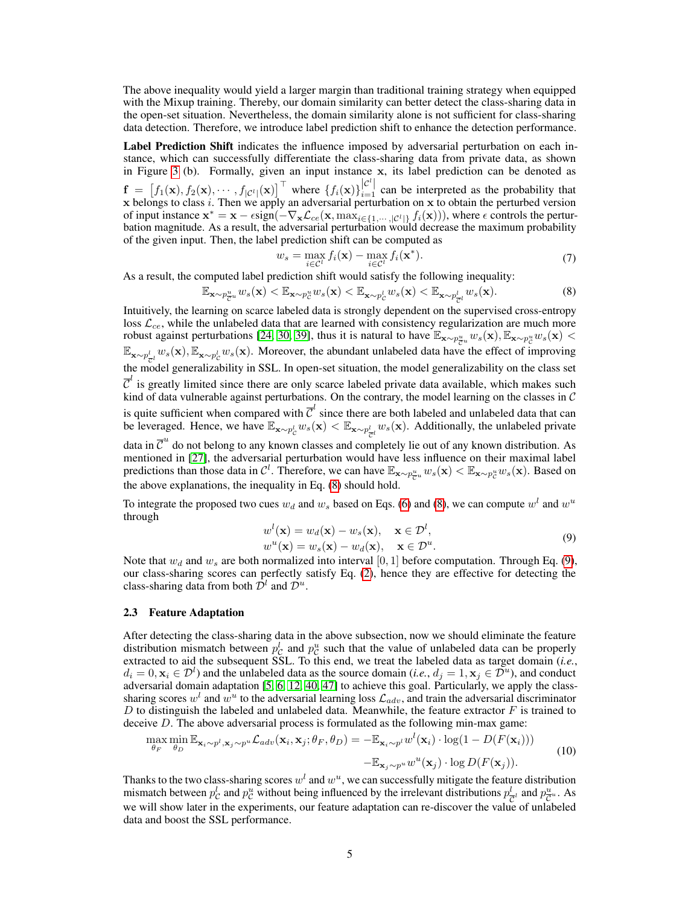The above inequality would yield a larger margin than traditional training strategy when equipped with the Mixup training. Thereby, our domain similarity can better detect the class-sharing data in the open-set situation. Nevertheless, the domain similarity alone is not sufficient for class-sharing data detection. Therefore, we introduce label prediction shift to enhance the detection performance.

**Label Prediction Shift** indicates the influence imposed by adversarial perturbation on each instance, which can successfully differentiate the class-sharing data from private data, as shown in Figure 3 (b). Formally, given an input instance $\mathbf{x}$, its label prediction can be denoted as $\mathbf{f} = \left[f_1(\mathbf{x}), f_2(\mathbf{x}), \cdots, f_{|\mathcal{C}^l|}(\mathbf{x})\right]^\top$ where $\{f_i(\mathbf{x})\}_{i=1}^{|\mathcal{C}^l|}$ can be interpreted as the probability that $\mathbf{x}$ belongs to class $i$. Then we apply an adversarial perturbation on $\mathbf{x}$ to obtain the perturbed version of input instance $\mathbf{x}^* = \mathbf{x} - \epsilon \text{sign}(-\nabla_{\mathbf{x}} \mathcal{L}_{ce}(\mathbf{x}, \max_{i \in \{1, \cdots, |\mathcal{C}^l|\}} f_i(\mathbf{x})))$, where $\epsilon$ controls the perturbation magnitude. As a result, the adversarial perturbation would decrease the maximum probability of the given input. Then, the label prediction shift can be computed as

$$w_s = \max_{i \in \mathcal{C}^l} f_i(\mathbf{x}) - \max_{i \in \mathcal{C}^l} f_i(\mathbf{x}^*). \tag{7}$$

As a result, the computed label prediction shift would satisfy the following inequality:

$$\mathbb{E}_{\mathbf{x} \sim p^u_{\overline{\mathcal{C}}^u}} w_s(\mathbf{x}) < \mathbb{E}_{\mathbf{x} \sim p^u_{\mathcal{C}}} w_s(\mathbf{x}) < \mathbb{E}_{\mathbf{x} \sim p^l_{\mathcal{C}}} w_s(\mathbf{x}) < \mathbb{E}_{\mathbf{x} \sim p^l_{\overline{\mathcal{C}}^l}} w_s(\mathbf{x}). \tag{8}$$

Intuitively, the learning on scarce labeled data is strongly dependent on the supervised cross-entropy loss $\mathcal{L}_{ce}$, while the unlabeled data that are learned with consistency regularization are much more robust against perturbations [24, 30, 39], thus it is natural to have $\mathbb{E}_{\mathbf{x} \sim p^u_{\overline{\mathcal{C}}^u}} w_s(\mathbf{x}), \mathbb{E}_{\mathbf{x} \sim p^u_{\mathcal{C}}} w_s(\mathbf{x}) < \mathbb{E}_{\mathbf{x} \sim p^l_{\overline{\mathcal{C}}^l}} w_s(\mathbf{x}), \mathbb{E}_{\mathbf{x} \sim p^l_{\mathcal{C}}} w_s(\mathbf{x})$. Moreover, the abundant unlabeled data have the effect of improving the model generalizability in SSL. In open-set situation, the model generalizability on the class set $\overline{\mathcal{C}}^l$ is greatly limited since there are only scarce labeled private data available, which makes such kind of data vulnerable against perturbations. On the contrary, the model learning on the classes in $\mathcal{C}$ is quite sufficient when compared with $\overline{\mathcal{C}}^l$ since there are both labeled and unlabeled data that can be leveraged. Hence, we have $\mathbb{E}_{\mathbf{x} \sim p^l_{\mathcal{C}}} w_s(\mathbf{x}) < \mathbb{E}_{\mathbf{x} \sim p^l_{\overline{\mathcal{C}}^l}} w_s(\mathbf{x})$. Additionally, the unlabeled private data in $\overline{\mathcal{C}}^u$ do not belong to any known classes and completely lie out of any known distribution. As mentioned in [27], the adversarial perturbation would have less influence on their maximal label predictions than those data in $\mathcal{C}^l$. Therefore, we can have $\mathbb{E}_{\mathbf{x} \sim p^u_{\overline{\mathcal{C}}^u}} w_s(\mathbf{x}) < \mathbb{E}_{\mathbf{x} \sim p^u_{\mathcal{C}}} w_s(\mathbf{x})$. Based on the above explanations, the inequality in Eq. (8) should hold.

To integrate the proposed two cues $w_d$ and $w_s$ based on Eqs. (6) and (8), we can compute $w^l$ and $w^u$ through

$$\begin{aligned} w^l(\mathbf{x}) &= w_d(\mathbf{x}) - w_s(\mathbf{x}), \quad \mathbf{x} \in \mathcal{D}^l, \\ w^u(\mathbf{x}) &= w_s(\mathbf{x}) - w_d(\mathbf{x}), \quad \mathbf{x} \in \mathcal{D}^u. \end{aligned} \tag{9}$$

Note that $w_d$ and $w_s$ are both normalized into interval $[0, 1]$ before computation. Through Eq. (9), our class-sharing scores can perfectly satisfy Eq. (2), hence they are effective for detecting the class-sharing data from both $\mathcal{D}^l$ and $\mathcal{D}^u$.

### 2.3 Feature Adaptation

After detecting the class-sharing data in the above subsection, now we should eliminate the feature distribution mismatch between $p^l_{\mathcal{C}}$ and $p^u_{\mathcal{C}}$ such that the value of unlabeled data can be properly extracted to aid the subsequent SSL. To this end, we treat the labeled data as target domain (*i.e.*, $d_i = 0, \mathbf{x}_i \in \mathcal{D}^l$) and the unlabeled data as the source domain (*i.e.*, $d_j = 1, \mathbf{x}_j \in \mathcal{D}^u$), and conduct adversarial domain adaptation [5, 6, 12, 40, 47] to achieve this goal. Particularly, we apply the class-sharing scores $w^l$ and $w^u$ to the adversarial learning loss $\mathcal{L}_{adv}$, and train the adversarial discriminator $D$ to distinguish the labeled and unlabeled data. Meanwhile, the feature extractor $F$ is trained to deceive $D$. The above adversarial process is formulated as the following min-max game:

$$\begin{aligned} \max_{\theta_F} \min_{\theta_D} \mathbb{E}_{\mathbf{x}_i \sim p^l, \mathbf{x}_j \sim p^u} \mathcal{L}_{adv}(\mathbf{x}_i, \mathbf{x}_j; \theta_F, \theta_D) = &-\mathbb{E}_{\mathbf{x}_i \sim p^l} w^l(\mathbf{x}_i) \cdot \log(1 - D(F(\mathbf{x}_i))) \\ &-\mathbb{E}_{\mathbf{x}_j \sim p^u} w^u(\mathbf{x}_j) \cdot \log D(F(\mathbf{x}_j)). \end{aligned} \tag{10}$$

Thanks to the two class-sharing scores $w^l$ and $w^u$, we can successfully mitigate the feature distribution mismatch between $p^l_{\mathcal{C}}$ and $p^u_{\mathcal{C}}$ without being influenced by the irrelevant distributions $p^l_{\overline{\mathcal{C}}^l}$ and $p^u_{\overline{\mathcal{C}}^u}$. As we will show later in the experiments, our feature adaptation can re-discover the value of unlabeled data and boost the SSL performance.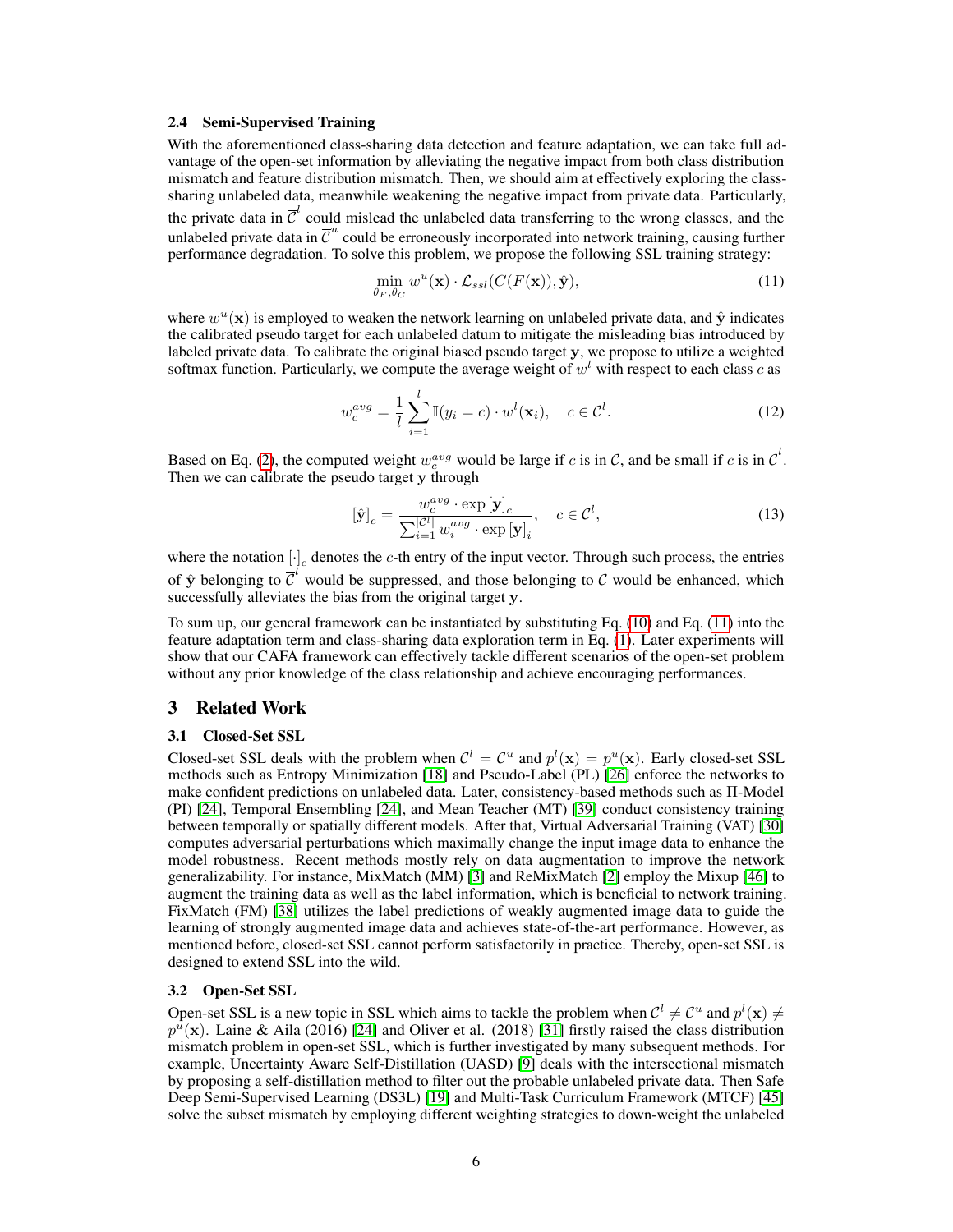### 2.4 Semi-Supervised Training

With the aforementioned class-sharing data detection and feature adaptation, we can take full advantage of the open-set information by alleviating the negative impact from both class distribution mismatch and feature distribution mismatch. Then, we should aim at effectively exploring the class-sharing unlabeled data, meanwhile weakening the negative impact from private data. Particularly, the private data in $\overline{\mathcal{C}}^l$ could mislead the unlabeled data transferring to the wrong classes, and the unlabeled private data in $\overline{\mathcal{C}}^u$ could be erroneously incorporated into network training, causing further performance degradation. To solve this problem, we propose the following SSL training strategy:

$$\min_{\theta_F, \theta_C} w^u(\mathbf{x}) \cdot \mathcal{L}_{ssl}(C(F(\mathbf{x})), \hat{\mathbf{y}}), \tag{11}$$

where $w^u(\mathbf{x})$ is employed to weaken the network learning on unlabeled private data, and $\hat{\mathbf{y}}$ indicates the calibrated pseudo target for each unlabeled datum to mitigate the misleading bias introduced by labeled private data. To calibrate the original biased pseudo target $\mathbf{y}$, we propose to utilize a weighted softmax function. Particularly, we compute the average weight of $w^l$ with respect to each class $c$ as

$$w_c^{avg} = \frac{1}{l} \sum_{i=1}^{l} \mathbb{I}(y_i = c) \cdot w^l(\mathbf{x}_i), \quad c \in \mathcal{C}^l. \tag{12}$$

Based on Eq. (2), the computed weight $w_c^{avg}$ would be large if $c$ is in $\mathcal{C}$, and be small if $c$ is in $\overline{\mathcal{C}}^l$. Then we can calibrate the pseudo target $\mathbf{y}$ through

$$[\hat{\mathbf{y}}]_c = \frac{w_c^{avg} \cdot \exp{[\mathbf{y}]_c}}{\sum_{i=1}^{|\mathcal{C}^l|} w_i^{avg} \cdot \exp{[\mathbf{y}]_i}}, \quad c \in \mathcal{C}^l, \tag{13}$$

where the notation $[\cdot]_c$ denotes the $c$-th entry of the input vector. Through such process, the entries of $\hat{\mathbf{y}}$ belonging to $\overline{\mathcal{C}}^l$ would be suppressed, and those belonging to $\mathcal{C}$ would be enhanced, which successfully alleviates the bias from the original target $\mathbf{y}$.

To sum up, our general framework can be instantiated by substituting Eq. (10) and Eq. (11) into the feature adaptation term and class-sharing data exploration term in Eq. (1). Later experiments will show that our CAFA framework can effectively tackle different scenarios of the open-set problem without any prior knowledge of the class relationship and achieve encouraging performances.

## 3 Related Work

### 3.1 Closed-Set SSL

Closed-set SSL deals with the problem when $\mathcal{C}^l = \mathcal{C}^u$ and $p^l(\mathbf{x}) = p^u(\mathbf{x})$. Early closed-set SSL methods such as Entropy Minimization [18] and Pseudo-Label (PL) [26] enforce the networks to make confident predictions on unlabeled data. Later, consistency-based methods such as Π-Model (PI) [24], Temporal Ensembling [24], and Mean Teacher (MT) [39] conduct consistency training between temporally or spatially different models. After that, Virtual Adversarial Training (VAT) [30] computes adversarial perturbations which maximally change the input image data to enhance the model robustness. Recent methods mostly rely on data augmentation to improve the network generalizability. For instance, MixMatch (MM) [3] and ReMixMatch [2] employ the Mixup [46] to augment the training data as well as the label information, which is beneficial to network training. FixMatch (FM) [38] utilizes the label predictions of weakly augmented image data to guide the learning of strongly augmented image data and achieves state-of-the-art performance. However, as mentioned before, closed-set SSL cannot perform satisfactorily in practice. Thereby, open-set SSL is designed to extend SSL into the wild.

### 3.2 Open-Set SSL

Open-set SSL is a new topic in SSL which aims to tackle the problem when $\mathcal{C}^l \neq \mathcal{C}^u$ and $p^l(\mathbf{x}) \neq p^u(\mathbf{x})$. Laine & Aila (2016) [24] and Oliver et al. (2018) [31] firstly raised the class distribution mismatch problem in open-set SSL, which is further investigated by many subsequent methods. For example, Uncertainty Aware Self-Distillation (UASD) [9] deals with the intersectional mismatch by proposing a self-distillation method to filter out the probable unlabeled private data. Then Safe Deep Semi-Supervised Learning (DS3L) [19] and Multi-Task Curriculum Framework (MTCF) [45] solve the subset mismatch by employing different weighting strategies to down-weight the unlabeled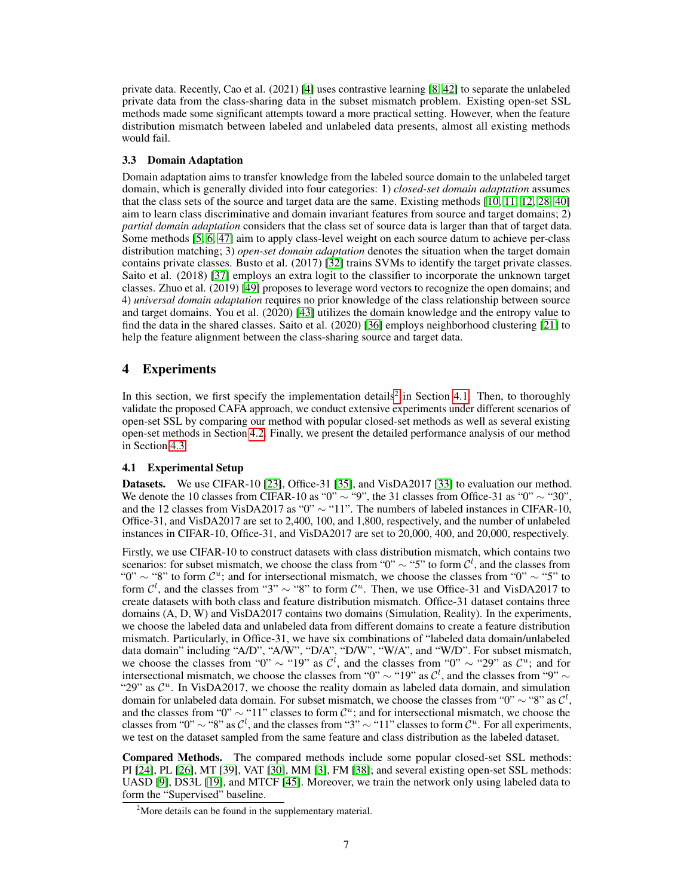private data. Recently, Cao et al. (2021) [4] uses contrastive learning [8, 42] to separate the unlabeled private data from the class-sharing data in the subset mismatch problem. Existing open-set SSL methods made some significant attempts toward a more practical setting. However, when the feature distribution mismatch between labeled and unlabeled data presents, almost all existing methods would fail.

### 3.3 Domain Adaptation

Domain adaptation aims to transfer knowledge from the labeled source domain to the unlabeled target domain, which is generally divided into four categories: 1) *closed-set domain adaptation* assumes that the class sets of the source and target data are the same. Existing methods [10, 11, 12, 28, 40] aim to learn class discriminative and domain invariant features from source and target domains; 2) *partial domain adaptation* considers that the class set of source data is larger than that of target data. Some methods [5, 6, 47] aim to apply class-level weight on each source datum to achieve per-class distribution matching; 3) *open-set domain adaptation* denotes the situation when the target domain contains private classes. Busto et al. (2017) [32] trains SVMs to identify the target private classes. Saito et al. (2018) [37] employs an extra logit to the classifier to incorporate the unknown target classes. Zhuo et al. (2019) [49] proposes to leverage word vectors to recognize the open domains; and 4) *universal domain adaptation* requires no prior knowledge of the class relationship between source and target domains. You et al. (2020) [43] utilizes the domain knowledge and the entropy value to find the data in the shared classes. Saito et al. (2020) [36] employs neighborhood clustering [21] to help the feature alignment between the class-sharing source and target data.

## 4 Experiments

In this section, we first specify the implementation details[2] in Section 4.1. Then, to thoroughly validate the proposed CAFA approach, we conduct extensive experiments under different scenarios of open-set SSL by comparing our method with popular closed-set methods as well as several existing open-set methods in Section 4.2. Finally, we present the detailed performance analysis of our method in Section 4.3.

### 4.1 Experimental Setup

**Datasets.** We use CIFAR-10 [23], Office-31 [35], and VisDA2017 [33] to evaluation our method. We denote the 10 classes from CIFAR-10 as "0" $\sim$ "9", the 31 classes from Office-31 as "0" $\sim$ "30", and the 12 classes from VisDA2017 as "0" $\sim$ "11". The numbers of labeled instances in CIFAR-10, Office-31, and VisDA2017 are set to 2,400, 100, and 1,800, respectively, and the number of unlabeled instances in CIFAR-10, Office-31, and VisDA2017 are set to 20,000, 400, and 20,000, respectively.

Firstly, we use CIFAR-10 to construct datasets with class distribution mismatch, which contains two scenarios: for subset mismatch, we choose the class from "0" $\sim$ "5" to form $\mathcal{C}^l$, and the classes from "0" $\sim$ "8" to form $\mathcal{C}^u$; and for intersectional mismatch, we choose the classes from "0" $\sim$ "5" to form $\mathcal{C}^l$, and the classes from "3" $\sim$ "8" to form $\mathcal{C}^u$. Then, we use Office-31 and VisDA2017 to create datasets with both class and feature distribution mismatch. Office-31 dataset contains three domains (A, D, W) and VisDA2017 contains two domains (Simulation, Reality). In the experiments, we choose the labeled data and unlabeled data from different domains to create a feature distribution mismatch. Particularly, in Office-31, we have six combinations of "labeled data domain/unlabeled data domain" including "A/D", "A/W", "D/A", "D/W", "W/A", and "W/D". For subset mismatch, we choose the classes from "0" $\sim$ "19" as $\mathcal{C}^l$, and the classes from "0" $\sim$ "29" as $\mathcal{C}^u$; and for intersectional mismatch, we choose the classes from "0" $\sim$ "19" as $\mathcal{C}^l$, and the classes from "9" $\sim$ "29" as $\mathcal{C}^u$. In VisDA2017, we choose the reality domain as labeled data domain, and simulation domain for unlabeled data domain. For subset mismatch, we choose the classes from "0" $\sim$ "8" as $\mathcal{C}^l$, and the classes from "0" $\sim$ "11" classes to form $\mathcal{C}^u$; and for intersectional mismatch, we choose the classes from "0" $\sim$ "8" as $\mathcal{C}^l$, and the classes from "3" $\sim$ "11" classes to form $\mathcal{C}^u$. For all experiments, we test on the dataset sampled from the same feature and class distribution as the labeled dataset.

**Compared Methods.** The compared methods include some popular closed-set SSL methods: PI [24], PL [26], MT [39], VAT [30], MM [3], FM [38]; and several existing open-set SSL methods: UASD [9], DS3L [19], and MTCF [45]. Moreover, we train the network only using labeled data to form the "Supervised" baseline.

[2]More details can be found in the supplementary material.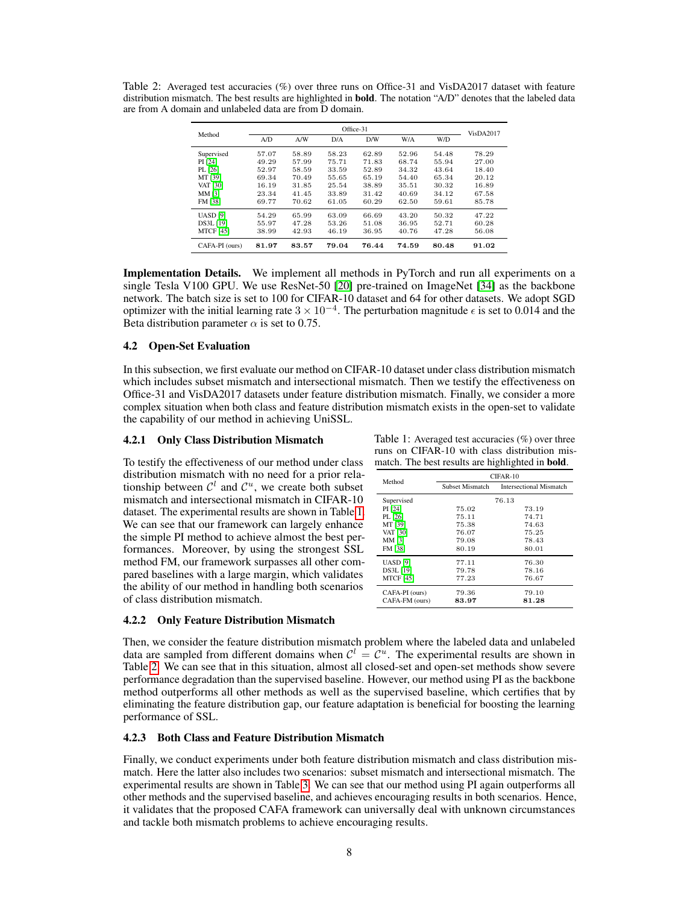Table 2: Averaged test accuracies (%) over three runs on Office-31 and VisDA2017 dataset with feature distribution mismatch. The best results are highlighted in **bold**. The notation "A/D" denotes that the labeled data are from A domain and unlabeled data are from D domain.

| Method | Office-31 | | | | | | VisDA2017 |
|---|---|---|---|---|---|---|---|
| | A/D | A/W | D/A | D/W | W/A | W/D | |
| Supervised | 57.07 | 58.89 | 58.23 | 62.89 | 52.96 | 54.48 | 78.29 |
| PI [24] | 49.29 | 57.99 | 75.71 | 71.83 | 68.74 | 55.94 | 27.00 |
| PL [26] | 52.97 | 58.59 | 33.59 | 52.89 | 34.32 | 43.64 | 18.40 |
| MT [39] | 69.34 | 70.49 | 55.65 | 65.19 | 54.40 | 65.34 | 20.12 |
| VAT [30] | 16.19 | 31.85 | 25.54 | 38.89 | 35.51 | 30.32 | 16.89 |
| MM [3] | 23.34 | 41.45 | 33.89 | 31.42 | 40.69 | 34.12 | 67.58 |
| FM [38] | 69.77 | 70.62 | 61.05 | 60.29 | 62.50 | 59.61 | 85.78 |
| UASD [9] | 54.29 | 65.99 | 63.09 | 66.69 | 43.20 | 50.32 | 47.22 |
| DS3L [19] | 55.97 | 47.28 | 53.26 | 51.08 | 36.95 | 52.71 | 60.28 |
| MTCF [45] | 38.99 | 42.93 | 46.19 | 36.95 | 40.76 | 47.28 | 56.08 |
| CAFA-PI (ours) | **81.97** | **83.57** | **79.04** | **76.44** | **74.59** | **80.48** | **91.02** |

**Implementation Details.** We implement all methods in PyTorch and run all experiments on a single Tesla V100 GPU. We use ResNet-50 [20] pre-trained on ImageNet [34] as the backbone network. The batch size is set to 100 for CIFAR-10 dataset and 64 for other datasets. We adopt SGD optimizer with the initial learning rate $3 \times 10^{-4}$. The perturbation magnitude $\epsilon$ is set to 0.014 and the Beta distribution parameter $\alpha$ is set to 0.75.

### 4.2 Open-Set Evaluation

In this subsection, we first evaluate our method on CIFAR-10 dataset under class distribution mismatch which includes subset mismatch and intersectional mismatch. Then we testify the effectiveness on Office-31 and VisDA2017 datasets under feature distribution mismatch. Finally, we consider a more complex situation when both class and feature distribution mismatch exists in the open-set to validate the capability of our method in achieving UniSSL.

#### 4.2.1 Only Class Distribution Mismatch

To testify the effectiveness of our method under class distribution mismatch with no need for a prior relationship between $\mathcal{C}^l$ and $\mathcal{C}^u$, we create both subset mismatch and intersectional mismatch in CIFAR-10 dataset. The experimental results are shown in Table 1. We can see that our framework can largely enhance the simple PI method to achieve almost the best performances. Moreover, by using the strongest SSL method FM, our framework surpasses all other compared baselines with a large margin, which validates the ability of our method in handling both scenarios of class distribution mismatch.

Table 1: Averaged test accuracies (%) over three runs on CIFAR-10 with class distribution mismatch. The best results are highlighted in **bold**.

| Method | CIFAR-10 | |
|---|---|---|
| | Subset Mismatch | Intersectional Mismatch |
| Supervised | 76.13 | |
| PI [24] | 75.02 | 73.19 |
| PL [26] | 75.11 | 74.71 |
| MT [39] | 75.38 | 74.63 |
| VAT [30] | 76.07 | 75.25 |
| MM [3] | 79.08 | 78.43 |
| FM [38] | 80.19 | 80.01 |
| UASD [9] | 77.11 | 76.30 |
| DS3L [19] | 79.78 | 78.16 |
| MTCF [45] | 77.23 | 76.67 |
| CAFA-PI (ours) | 79.36 | 79.10 |
| CAFA-FM (ours) | **83.97** | **81.28** |

#### 4.2.2 Only Feature Distribution Mismatch

Then, we consider the feature distribution mismatch problem where the labeled data and unlabeled data are sampled from different domains when $\mathcal{C}^l = \mathcal{C}^u$. The experimental results are shown in Table 2. We can see that in this situation, almost all closed-set and open-set methods show severe performance degradation than the supervised baseline. However, our method using PI as the backbone method outperforms all other methods as well as the supervised baseline, which certifies that by eliminating the feature distribution gap, our feature adaptation is beneficial for boosting the learning performance of SSL.

#### 4.2.3 Both Class and Feature Distribution Mismatch

Finally, we conduct experiments under both feature distribution mismatch and class distribution mismatch. Here the latter also includes two scenarios: subset mismatch and intersectional mismatch. The experimental results are shown in Table 3. We can see that our method using PI again outperforms all other methods and the supervised baseline, and achieves encouraging results in both scenarios. Hence, it validates that the proposed CAFA framework can universally deal with unknown circumstances and tackle both mismatch problems to achieve encouraging results.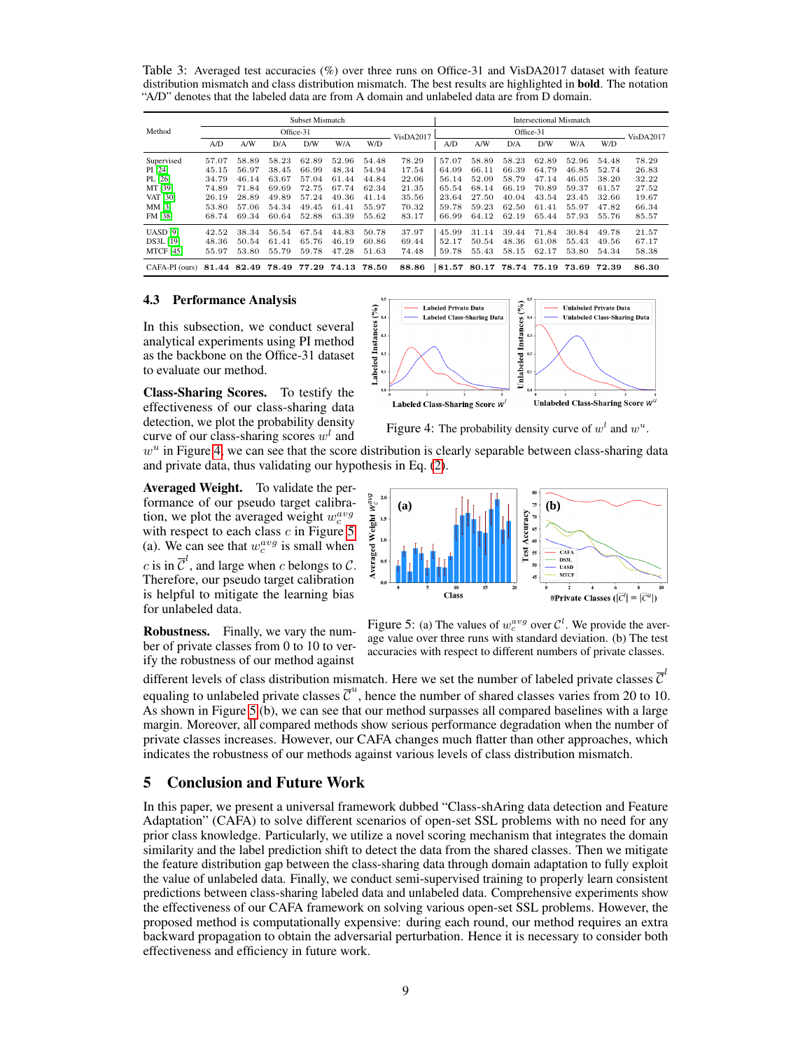Table 3: Averaged test accuracies (%) over three runs on Office-31 and VisDA2017 dataset with feature distribution mismatch and class distribution mismatch. The best results are highlighted in **bold**. The notation "A/D" denotes that the labeled data are from A domain and unlabeled data are from D domain.

| Method | Subset Mismatch | | | | | | | Intersectional Mismatch | | | | | | |
|---|---|---|---|---|---|---|---|---|---|---|---|---|---|---|
| | Office-31 | | | | | | VisDA2017 | Office-31 | | | | | | VisDA2017 |
| | A/D | A/W | D/A | D/W | W/A | W/D | | A/D | A/W | D/A | D/W | W/A | W/D | |
| Supervised | 57.07 | 58.89 | 58.23 | 62.89 | 52.96 | 54.48 | 78.29 | 57.07 | 58.89 | 58.23 | 62.89 | 52.96 | 54.48 | 78.29 |
| PI [24] | 45.15 | 56.97 | 38.45 | 66.99 | 48.34 | 54.94 | 17.54 | 64.09 | 66.11 | 66.39 | 64.79 | 46.85 | 52.74 | 26.83 |
| PL [26] | 34.79 | 46.14 | 63.67 | 57.04 | 61.44 | 44.84 | 22.06 | 56.14 | 52.09 | 58.79 | 47.14 | 46.05 | 38.20 | 32.22 |
| MT [39] | 74.89 | 71.84 | 69.69 | 72.75 | 67.74 | 62.34 | 21.35 | 65.54 | 68.14 | 66.19 | 70.89 | 59.37 | 61.57 | 27.52 |
| VAT [30] | 26.19 | 28.89 | 49.89 | 57.24 | 49.36 | 41.14 | 35.56 | 23.64 | 27.50 | 40.04 | 43.54 | 23.45 | 32.66 | 19.67 |
| MM [3] | 53.80 | 57.06 | 54.34 | 49.45 | 61.41 | 55.97 | 70.32 | 59.78 | 59.23 | 62.50 | 61.41 | 55.97 | 47.82 | 66.34 |
| FM [38] | 68.74 | 69.34 | 60.64 | 52.88 | 63.39 | 55.62 | 83.17 | 66.99 | 64.12 | 62.19 | 65.44 | 57.93 | 55.76 | 85.57 |
| UASD [9] | 42.52 | 38.34 | 56.54 | 67.54 | 44.83 | 50.78 | 37.97 | 45.99 | 31.14 | 39.44 | 71.84 | 30.84 | 49.78 | 21.57 |
| DS3L [19] | 48.36 | 50.54 | 61.41 | 65.76 | 46.19 | 60.86 | 69.44 | 52.17 | 50.54 | 48.36 | 61.08 | 55.43 | 49.56 | 67.17 |
| MTCF [45] | 55.97 | 53.80 | 55.79 | 59.78 | 47.28 | 51.63 | 74.48 | 59.78 | 55.43 | 58.15 | 62.17 | 53.80 | 54.34 | 58.38 |
| CAFA-PI (ours) | **81.44** | **82.49** | **78.49** | **77.29** | **74.13** | **78.50** | **88.86** | **81.57** | **80.17** | **78.74** | **75.19** | **73.69** | **72.39** | **86.30** |

### 4.3 Performance Analysis

In this subsection, we conduct several analytical experiments using PI method as the backbone on the Office-31 dataset to evaluate our method.

**Class-Sharing Scores.** To testify the effectiveness of our class-sharing data detection, we plot the probability density curve of our class-sharing scores $w^l$ and $w^u$ in Figure 4, we can see that the score distribution is clearly separable between class-sharing data and private data, thus validating our hypothesis in Eq. (2).

Figure 4: The probability density curve of $w^l$ and $w^u$.

**Averaged Weight.** To validate the performance of our pseudo target calibration, we plot the averaged weight $w_c^{avg}$ with respect to each class $c$ in Figure 5 (a). We can see that $w_c^{avg}$ is small when $c$ is in $\overline{\mathcal{C}}^l$, and large when $c$ belongs to $\mathcal{C}$. Therefore, our pseudo target calibration is helpful to mitigate the learning bias for unlabeled data.

Figure 5: (a) The values of $w_c^{avg}$ over $\mathcal{C}^l$. We provide the average value over three runs with standard deviation. (b) The test accuracies with respect to different numbers of private classes.

**Robustness.** Finally, we vary the number of private classes from 0 to 10 to verify the robustness of our method against different levels of class distribution mismatch. Here we set the number of labeled private classes $\overline{\mathcal{C}}^l$ equaling to unlabeled private classes $\overline{\mathcal{C}}^u$, hence the number of shared classes varies from 20 to 10. As shown in Figure 5 (b), we can see that our method surpasses all compared baselines with a large margin. Moreover, all compared methods show serious performance degradation when the number of private classes increases. However, our CAFA changes much flatter than other approaches, which indicates the robustness of our methods against various levels of class distribution mismatch.

## 5 Conclusion and Future Work

In this paper, we present a universal framework dubbed "Class-shAring data detection and Feature Adaptation" (CAFA) to solve different scenarios of open-set SSL problems with no need for any prior class knowledge. Particularly, we utilize a novel scoring mechanism that integrates the domain similarity and the label prediction shift to detect the data from the shared classes. Then we mitigate the feature distribution gap between the class-sharing data through domain adaptation to fully exploit the value of unlabeled data. Finally, we conduct semi-supervised training to properly learn consistent predictions between class-sharing labeled data and unlabeled data. Comprehensive experiments show the effectiveness of our CAFA framework on solving various open-set SSL problems. However, the proposed method is computationally expensive: during each round, our method requires an extra backward propagation to obtain the adversarial perturbation. Hence it is necessary to consider both effectiveness and efficiency in future work.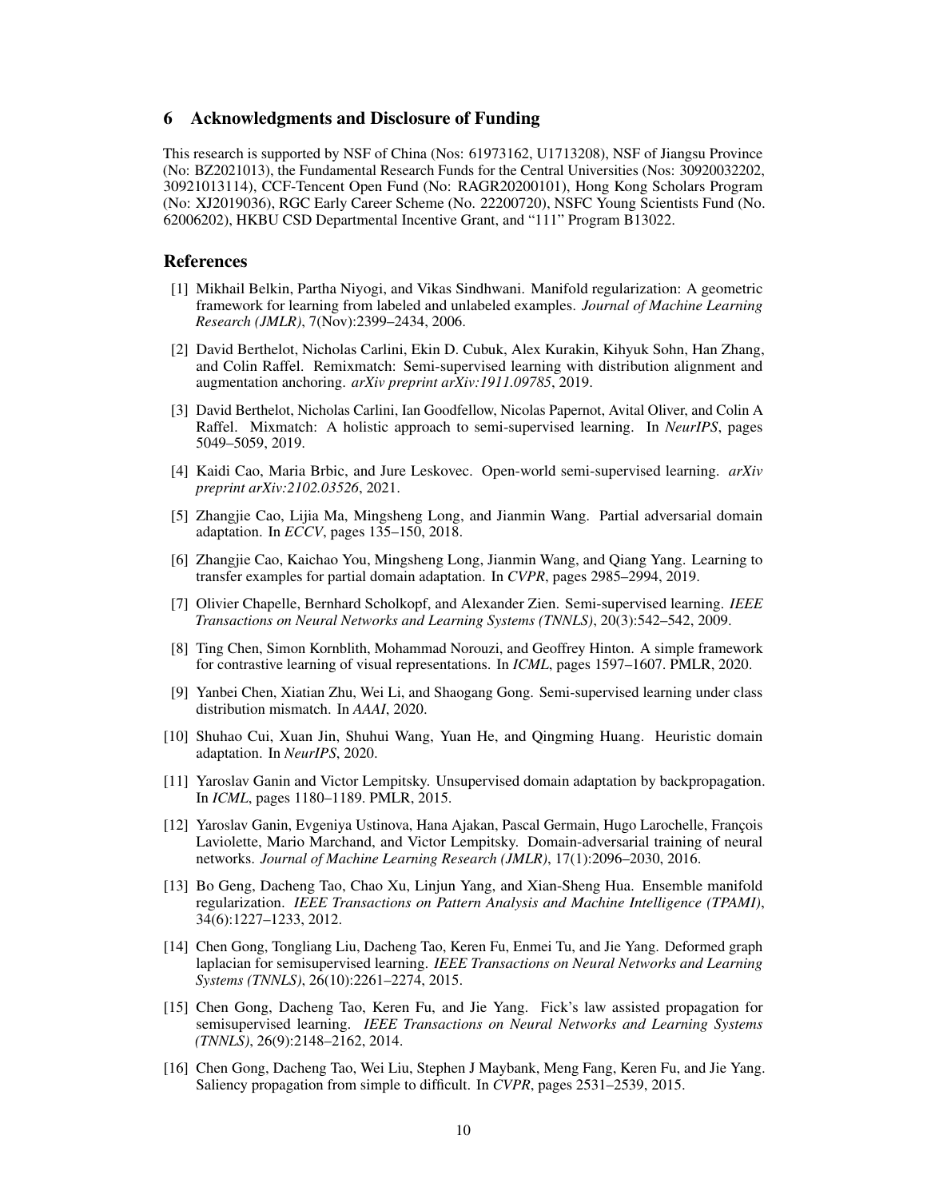## 6 Acknowledgments and Disclosure of Funding

This research is supported by NSF of China (Nos: 61973162, U1713208), NSF of Jiangsu Province (No: BZ2021013), the Fundamental Research Funds for the Central Universities (Nos: 30920032202, 30921013114), CCF-Tencent Open Fund (No: RAGR20200101), Hong Kong Scholars Program (No: XJ2019036), RGC Early Career Scheme (No. 22200720), NSFC Young Scientists Fund (No. 62006202), HKBU CSD Departmental Incentive Grant, and "111" Program B13022.

## References

[1] Mikhail Belkin, Partha Niyogi, and Vikas Sindhwani. Manifold regularization: A geometric framework for learning from labeled and unlabeled examples. *Journal of Machine Learning Research (JMLR)*, 7(Nov):2399–2434, 2006.

[2] David Berthelot, Nicholas Carlini, Ekin D. Cubuk, Alex Kurakin, Kihyuk Sohn, Han Zhang, and Colin Raffel. Remixmatch: Semi-supervised learning with distribution alignment and augmentation anchoring. *arXiv preprint arXiv:1911.09785*, 2019.

[3] David Berthelot, Nicholas Carlini, Ian Goodfellow, Nicolas Papernot, Avital Oliver, and Colin A Raffel. Mixmatch: A holistic approach to semi-supervised learning. In *NeurIPS*, pages 5049–5059, 2019.

[4] Kaidi Cao, Maria Brbic, and Jure Leskovec. Open-world semi-supervised learning. *arXiv preprint arXiv:2102.03526*, 2021.

[5] Zhangjie Cao, Lijia Ma, Mingsheng Long, and Jianmin Wang. Partial adversarial domain adaptation. In *ECCV*, pages 135–150, 2018.

[6] Zhangjie Cao, Kaichao You, Mingsheng Long, Jianmin Wang, and Qiang Yang. Learning to transfer examples for partial domain adaptation. In *CVPR*, pages 2985–2994, 2019.

[7] Olivier Chapelle, Bernhard Scholkopf, and Alexander Zien. Semi-supervised learning. *IEEE Transactions on Neural Networks and Learning Systems (TNNLS)*, 20(3):542–542, 2009.

[8] Ting Chen, Simon Kornblith, Mohammad Norouzi, and Geoffrey Hinton. A simple framework for contrastive learning of visual representations. In *ICML*, pages 1597–1607. PMLR, 2020.

[9] Yanbei Chen, Xiatian Zhu, Wei Li, and Shaogang Gong. Semi-supervised learning under class distribution mismatch. In *AAAI*, 2020.

[10] Shuhao Cui, Xuan Jin, Shuhui Wang, Yuan He, and Qingming Huang. Heuristic domain adaptation. In *NeurIPS*, 2020.

[11] Yaroslav Ganin and Victor Lempitsky. Unsupervised domain adaptation by backpropagation. In *ICML*, pages 1180–1189. PMLR, 2015.

[12] Yaroslav Ganin, Evgeniya Ustinova, Hana Ajakan, Pascal Germain, Hugo Larochelle, François Laviolette, Mario Marchand, and Victor Lempitsky. Domain-adversarial training of neural networks. *Journal of Machine Learning Research (JMLR)*, 17(1):2096–2030, 2016.

[13] Bo Geng, Dacheng Tao, Chao Xu, Linjun Yang, and Xian-Sheng Hua. Ensemble manifold regularization. *IEEE Transactions on Pattern Analysis and Machine Intelligence (TPAMI)*, 34(6):1227–1233, 2012.

[14] Chen Gong, Tongliang Liu, Dacheng Tao, Keren Fu, Enmei Tu, and Jie Yang. Deformed graph laplacian for semisupervised learning. *IEEE Transactions on Neural Networks and Learning Systems (TNNLS)*, 26(10):2261–2274, 2015.

[15] Chen Gong, Dacheng Tao, Keren Fu, and Jie Yang. Fick's law assisted propagation for semisupervised learning. *IEEE Transactions on Neural Networks and Learning Systems (TNNLS)*, 26(9):2148–2162, 2014.

[16] Chen Gong, Dacheng Tao, Wei Liu, Stephen J Maybank, Meng Fang, Keren Fu, and Jie Yang. Saliency propagation from simple to difficult. In *CVPR*, pages 2531–2539, 2015.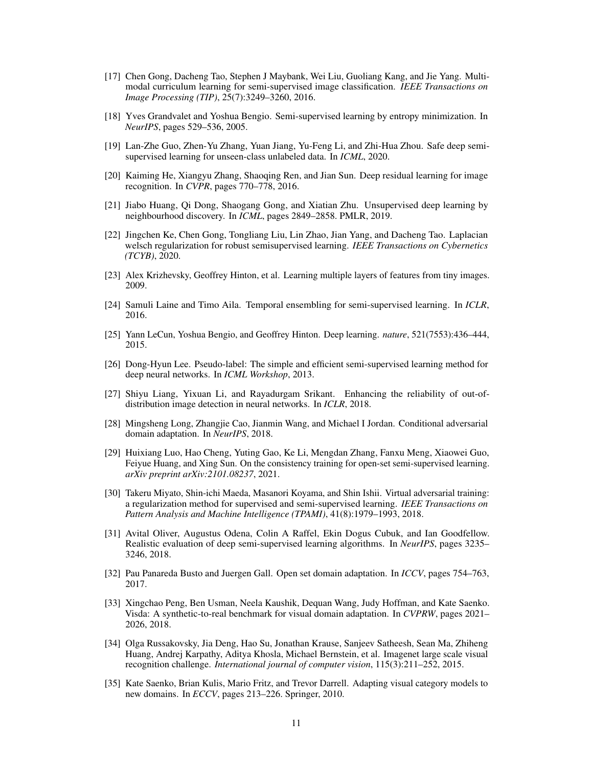[17] Chen Gong, Dacheng Tao, Stephen J Maybank, Wei Liu, Guoliang Kang, and Jie Yang. Multi-modal curriculum learning for semi-supervised image classification. *IEEE Transactions on Image Processing (TIP)*, 25(7):3249–3260, 2016.

[18] Yves Grandvalet and Yoshua Bengio. Semi-supervised learning by entropy minimization. In *NeurIPS*, pages 529–536, 2005.

[19] Lan-Zhe Guo, Zhen-Yu Zhang, Yuan Jiang, Yu-Feng Li, and Zhi-Hua Zhou. Safe deep semi-supervised learning for unseen-class unlabeled data. In *ICML*, 2020.

[20] Kaiming He, Xiangyu Zhang, Shaoqing Ren, and Jian Sun. Deep residual learning for image recognition. In *CVPR*, pages 770–778, 2016.

[21] Jiabo Huang, Qi Dong, Shaogang Gong, and Xiatian Zhu. Unsupervised deep learning by neighbourhood discovery. In *ICML*, pages 2849–2858. PMLR, 2019.

[22] Jingchen Ke, Chen Gong, Tongliang Liu, Lin Zhao, Jian Yang, and Dacheng Tao. Laplacian welsch regularization for robust semisupervised learning. *IEEE Transactions on Cybernetics (TCYB)*, 2020.

[23] Alex Krizhevsky, Geoffrey Hinton, et al. Learning multiple layers of features from tiny images. 2009.

[24] Samuli Laine and Timo Aila. Temporal ensembling for semi-supervised learning. In *ICLR*, 2016.

[25] Yann LeCun, Yoshua Bengio, and Geoffrey Hinton. Deep learning. *nature*, 521(7553):436–444, 2015.

[26] Dong-Hyun Lee. Pseudo-label: The simple and efficient semi-supervised learning method for deep neural networks. In *ICML Workshop*, 2013.

[27] Shiyu Liang, Yixuan Li, and Rayadurgam Srikant. Enhancing the reliability of out-of-distribution image detection in neural networks. In *ICLR*, 2018.

[28] Mingsheng Long, Zhangjie Cao, Jianmin Wang, and Michael I Jordan. Conditional adversarial domain adaptation. In *NeurIPS*, 2018.

[29] Huixiang Luo, Hao Cheng, Yuting Gao, Ke Li, Mengdan Zhang, Fanxu Meng, Xiaowei Guo, Feiyue Huang, and Xing Sun. On the consistency training for open-set semi-supervised learning. *arXiv preprint arXiv:2101.08237*, 2021.

[30] Takeru Miyato, Shin-ichi Maeda, Masanori Koyama, and Shin Ishii. Virtual adversarial training: a regularization method for supervised and semi-supervised learning. *IEEE Transactions on Pattern Analysis and Machine Intelligence (TPAMI)*, 41(8):1979–1993, 2018.

[31] Avital Oliver, Augustus Odena, Colin A Raffel, Ekin Dogus Cubuk, and Ian Goodfellow. Realistic evaluation of deep semi-supervised learning algorithms. In *NeurIPS*, pages 3235–3246, 2018.

[32] Pau Panareda Busto and Juergen Gall. Open set domain adaptation. In *ICCV*, pages 754–763, 2017.

[33] Xingchao Peng, Ben Usman, Neela Kaushik, Dequan Wang, Judy Hoffman, and Kate Saenko. Visda: A synthetic-to-real benchmark for visual domain adaptation. In *CVPRW*, pages 2021–2026, 2018.

[34] Olga Russakovsky, Jia Deng, Hao Su, Jonathan Krause, Sanjeev Satheesh, Sean Ma, Zhiheng Huang, Andrej Karpathy, Aditya Khosla, Michael Bernstein, et al. Imagenet large scale visual recognition challenge. *International journal of computer vision*, 115(3):211–252, 2015.

[35] Kate Saenko, Brian Kulis, Mario Fritz, and Trevor Darrell. Adapting visual category models to new domains. In *ECCV*, pages 213–226. Springer, 2010.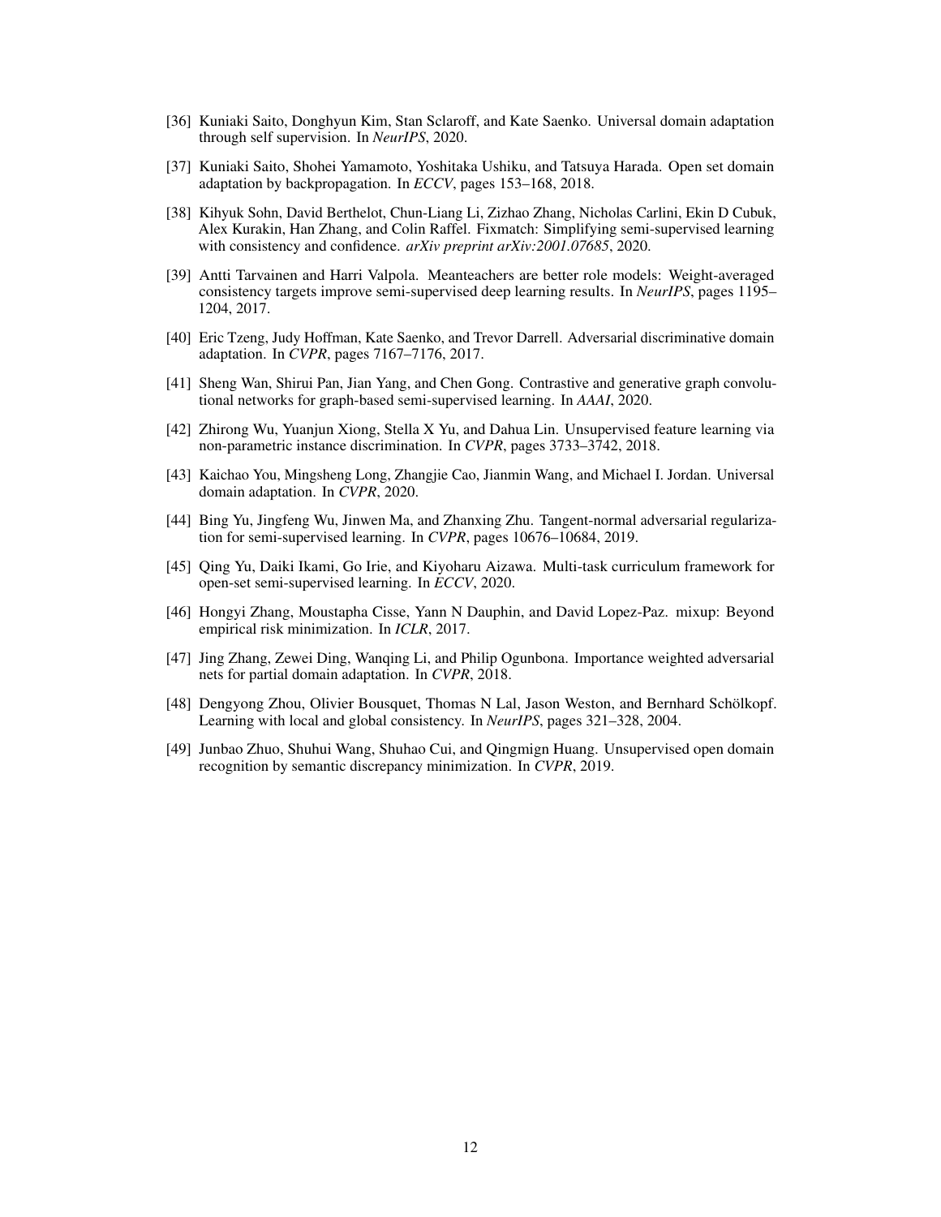[36] Kuniaki Saito, Donghyun Kim, Stan Sclaroff, and Kate Saenko. Universal domain adaptation through self supervision. In *NeurIPS*, 2020.

[37] Kuniaki Saito, Shohei Yamamoto, Yoshitaka Ushiku, and Tatsuya Harada. Open set domain adaptation by backpropagation. In *ECCV*, pages 153–168, 2018.

[38] Kihyuk Sohn, David Berthelot, Chun-Liang Li, Zizhao Zhang, Nicholas Carlini, Ekin D Cubuk, Alex Kurakin, Han Zhang, and Colin Raffel. Fixmatch: Simplifying semi-supervised learning with consistency and confidence. *arXiv preprint arXiv:2001.07685*, 2020.

[39] Antti Tarvainen and Harri Valpola. Meanteachers are better role models: Weight-averaged consistency targets improve semi-supervised deep learning results. In *NeurIPS*, pages 1195–1204, 2017.

[40] Eric Tzeng, Judy Hoffman, Kate Saenko, and Trevor Darrell. Adversarial discriminative domain adaptation. In *CVPR*, pages 7167–7176, 2017.

[41] Sheng Wan, Shirui Pan, Jian Yang, and Chen Gong. Contrastive and generative graph convolutional networks for graph-based semi-supervised learning. In *AAAI*, 2020.

[42] Zhirong Wu, Yuanjun Xiong, Stella X Yu, and Dahua Lin. Unsupervised feature learning via non-parametric instance discrimination. In *CVPR*, pages 3733–3742, 2018.

[43] Kaichao You, Mingsheng Long, Zhangjie Cao, Jianmin Wang, and Michael I. Jordan. Universal domain adaptation. In *CVPR*, 2020.

[44] Bing Yu, Jingfeng Wu, Jinwen Ma, and Zhanxing Zhu. Tangent-normal adversarial regularization for semi-supervised learning. In *CVPR*, pages 10676–10684, 2019.

[45] Qing Yu, Daiki Ikami, Go Irie, and Kiyoharu Aizawa. Multi-task curriculum framework for open-set semi-supervised learning. In *ECCV*, 2020.

[46] Hongyi Zhang, Moustapha Cisse, Yann N Dauphin, and David Lopez-Paz. mixup: Beyond empirical risk minimization. In *ICLR*, 2017.

[47] Jing Zhang, Zewei Ding, Wanqing Li, and Philip Ogunbona. Importance weighted adversarial nets for partial domain adaptation. In *CVPR*, 2018.

[48] Dengyong Zhou, Olivier Bousquet, Thomas N Lal, Jason Weston, and Bernhard Schölkopf. Learning with local and global consistency. In *NeurIPS*, pages 321–328, 2004.

[49] Junbao Zhuo, Shuhui Wang, Shuhao Cui, and Qingmign Huang. Unsupervised open domain recognition by semantic discrepancy minimization. In *CVPR*, 2019.